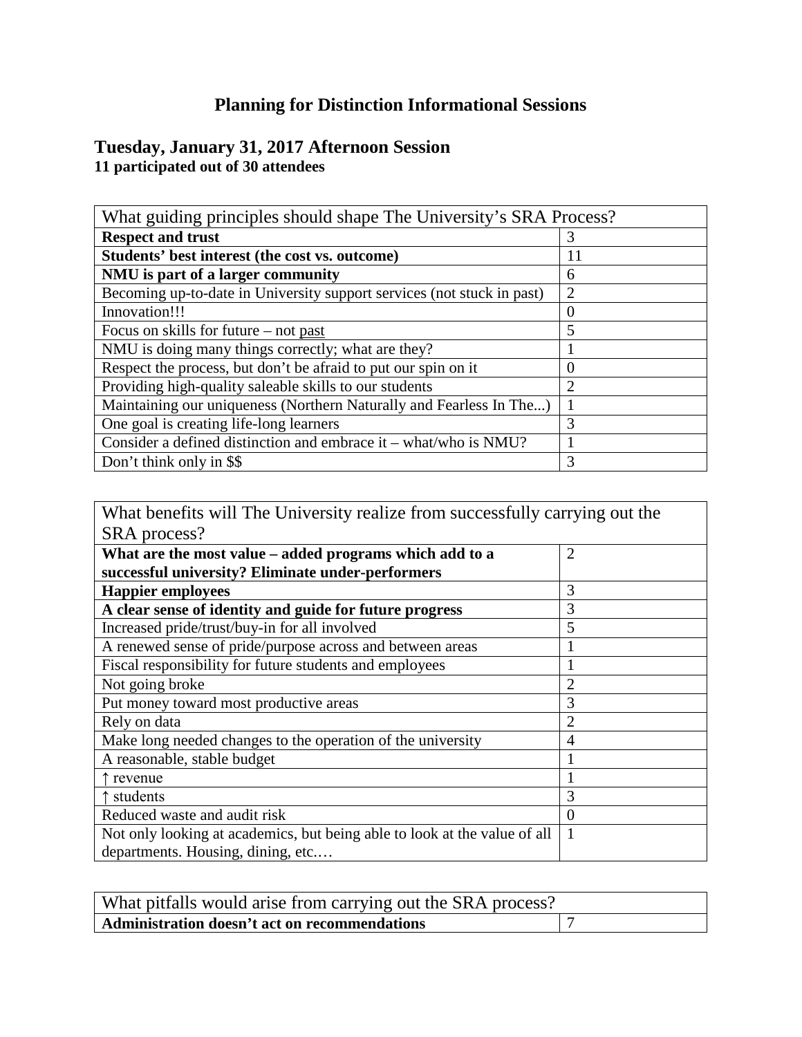# Planning for Distinction Informational Sessions

## Tuesday, January 31, 2017 Afternoon Session

**11 participated out of 30 attendees**

| What guiding principles should shape The University's SRA Process? | |
|---|---|
| **Respect and trust** | 3 |
| **Students' best interest (the cost vs. outcome)** | 11 |
| **NMU is part of a larger community** | 6 |
| Becoming up-to-date in University support services (not stuck in past) | 2 |
| Innovation!!! | 0 |
| Focus on skills for future – not past | 5 |
| NMU is doing many things correctly; what are they? | 1 |
| Respect the process, but don't be afraid to put our spin on it | 0 |
| Providing high-quality saleable skills to our students | 2 |
| Maintaining our uniqueness (Northern Naturally and Fearless In The...) | 1 |
| One goal is creating life-long learners | 3 |
| Consider a defined distinction and embrace it – what/who is NMU? | 1 |
| Don't think only in $$ | 3 |

| What benefits will The University realize from successfully carrying out the SRA process? | |
|---|---|
| **What are the most value – added programs which add to a successful university? Eliminate under-performers** | 2 |
| **Happier employees** | 3 |
| **A clear sense of identity and guide for future progress** | 3 |
| Increased pride/trust/buy-in for all involved | 5 |
| A renewed sense of pride/purpose across and between areas | 1 |
| Fiscal responsibility for future students and employees | 1 |
| Not going broke | 2 |
| Put money toward most productive areas | 3 |
| Rely on data | 2 |
| Make long needed changes to the operation of the university | 4 |
| A reasonable, stable budget | 1 |
| ↑ revenue | 1 |
| ↑ students | 3 |
| Reduced waste and audit risk | 0 |
| Not only looking at academics, but being able to look at the value of all departments. Housing, dining, etc.… | 1 |

| What pitfalls would arise from carrying out the SRA process? | |
|---|---|
| **Administration doesn't act on recommendations** | 7 |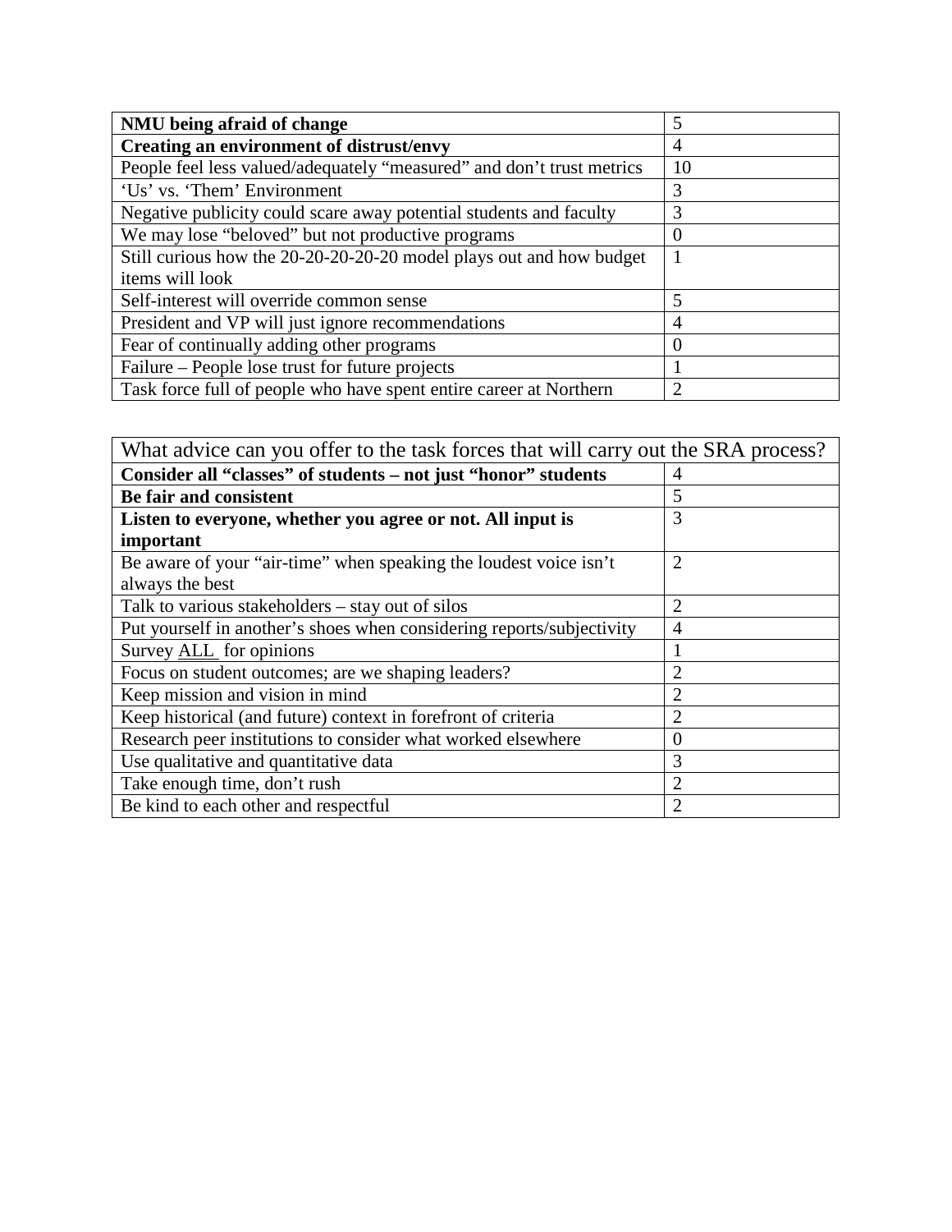| | |
|---|---|
| **NMU being afraid of change** | 5 |
| **Creating an environment of distrust/envy** | 4 |
| People feel less valued/adequately “measured” and don’t trust metrics | 10 |
| ‘Us’ vs. ‘Them’ Environment | 3 |
| Negative publicity could scare away potential students and faculty | 3 |
| We may lose “beloved” but not productive programs | 0 |
| Still curious how the 20-20-20-20-20 model plays out and how budget items will look | 1 |
| Self-interest will override common sense | 5 |
| President and VP will just ignore recommendations | 4 |
| Fear of continually adding other programs | 0 |
| Failure – People lose trust for future projects | 1 |
| Task force full of people who have spent entire career at Northern | 2 |

| What advice can you offer to the task forces that will carry out the SRA process? | |
|---|---|
| **Consider all “classes” of students – not just “honor” students** | 4 |
| **Be fair and consistent** | 5 |
| **Listen to everyone, whether you agree or not. All input is important** | 3 |
| Be aware of your “air-time” when speaking the loudest voice isn’t always the best | 2 |
| Talk to various stakeholders – stay out of silos | 2 |
| Put yourself in another’s shoes when considering reports/subjectivity | 4 |
| Survey ALL for opinions | 1 |
| Focus on student outcomes; are we shaping leaders? | 2 |
| Keep mission and vision in mind | 2 |
| Keep historical (and future) context in forefront of criteria | 2 |
| Research peer institutions to consider what worked elsewhere | 0 |
| Use qualitative and quantitative data | 3 |
| Take enough time, don’t rush | 2 |
| Be kind to each other and respectful | 2 |